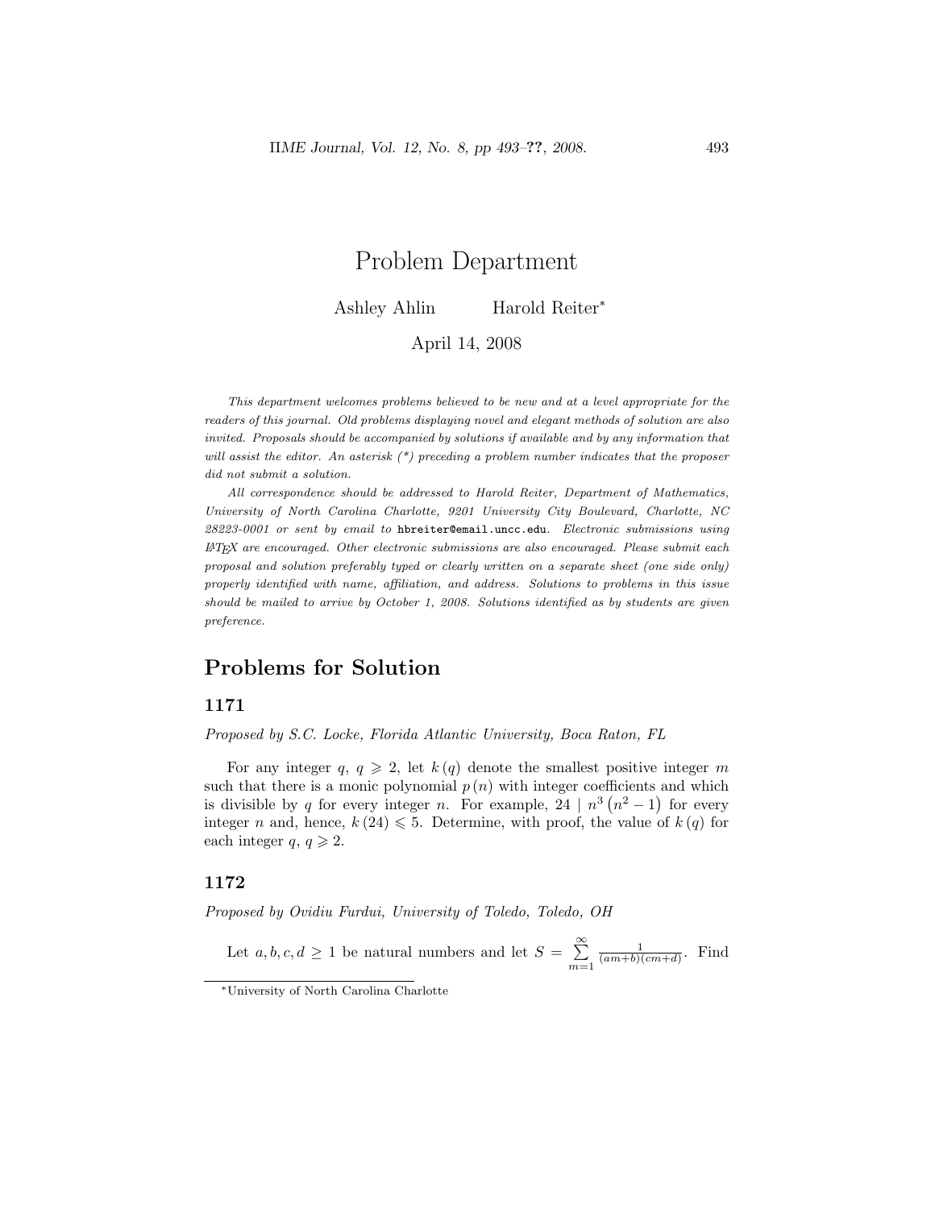# Problem Department

Ashley Ahlin Harold Reiter*

April 14, 2008

*This department welcomes problems believed to be new and at a level appropriate for the readers of this journal. Old problems displaying novel and elegant methods of solution are also invited. Proposals should be accompanied by solutions if available and by any information that will assist the editor. An asterisk (*) preceding a problem number indicates that the proposer did not submit a solution.*

*All correspondence should be addressed to Harold Reiter, Department of Mathematics, University of North Carolina Charlotte, 9201 University City Boulevard, Charlotte, NC 28223-0001 or sent by email to* `hbreiter@email.uncc.edu`. *Electronic submissions using LaTeX are encouraged. Other electronic submissions are also encouraged. Please submit each proposal and solution preferably typed or clearly written on a separate sheet (one side only) properly identified with name, affiliation, and address. Solutions to problems in this issue should be mailed to arrive by October 1, 2008. Solutions identified as by students are given preference.*

## Problems for Solution

### 1171

*Proposed by S.C. Locke, Florida Atlantic University, Boca Raton, FL*

For any integer $q$, $q \geqslant 2$, let $k(q)$ denote the smallest positive integer $m$ such that there is a monic polynomial $p(n)$ with integer coefficients and which is divisible by $q$ for every integer $n$. For example, $24 \mid n^3\left(n^2-1\right)$ for every integer $n$ and, hence, $k(24) \leqslant 5$. Determine, with proof, the value of $k(q)$ for each integer $q$, $q \geqslant 2$.

### 1172

*Proposed by Ovidiu Furdui, University of Toledo, Toledo, OH*

Let $a, b, c, d \geq 1$ be natural numbers and let $S = \sum_{m=1}^{\infty} \frac{1}{(am+b)(cm+d)}$. Find

*University of North Carolina Charlotte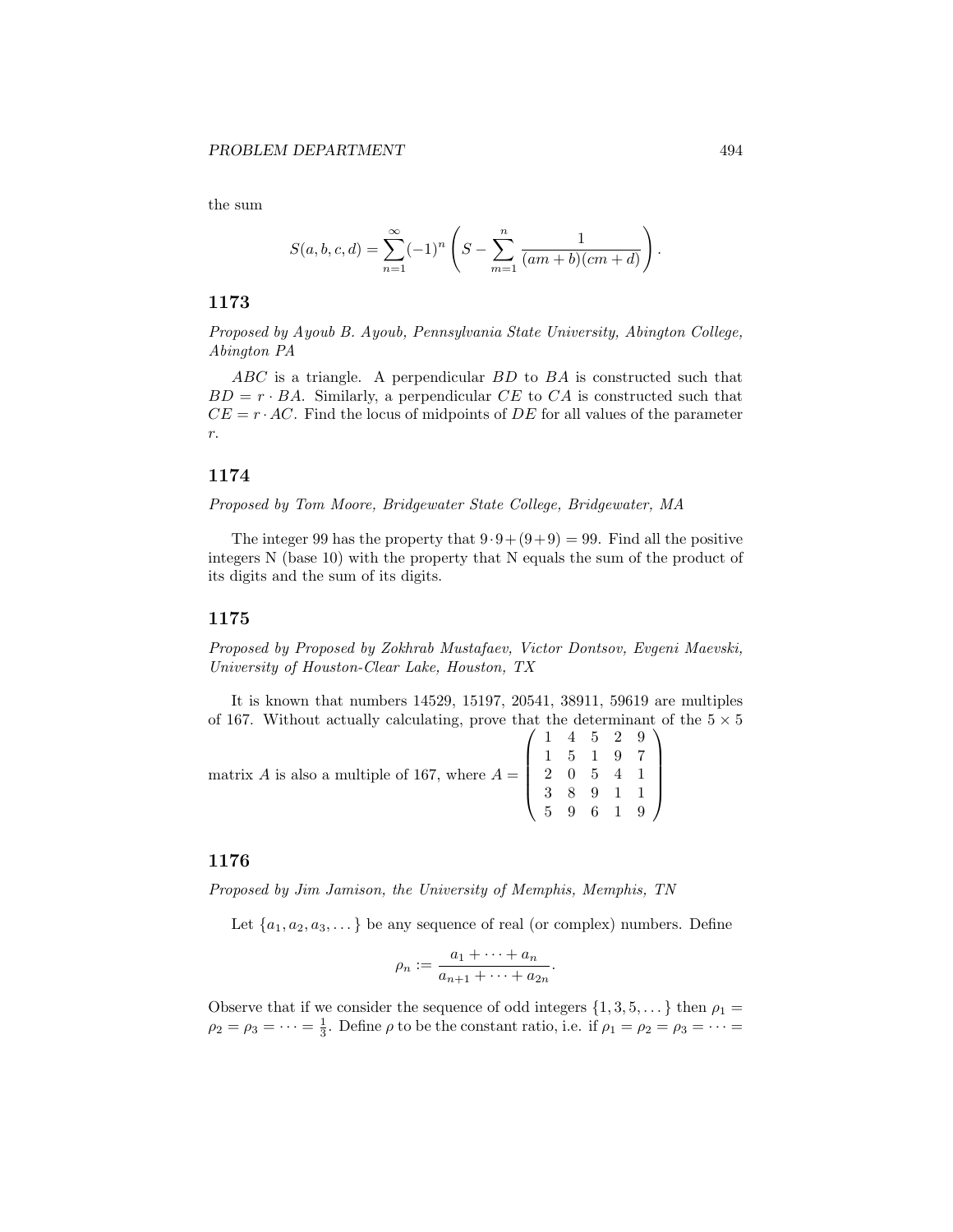the sum

$$S(a,b,c,d) = \sum_{n=1}^{\infty} (-1)^n \left( S - \sum_{m=1}^{n} \frac{1}{(am+b)(cm+d)} \right).$$

## 1173

*Proposed by Ayoub B. Ayoub, Pennsylvania State University, Abington College, Abington PA*

$ABC$ is a triangle. A perpendicular $BD$ to $BA$ is constructed such that $BD = r \cdot BA$. Similarly, a perpendicular $CE$ to $CA$ is constructed such that $CE = r \cdot AC$. Find the locus of midpoints of $DE$ for all values of the parameter $r$.

## 1174

*Proposed by Tom Moore, Bridgewater State College, Bridgewater, MA*

The integer 99 has the property that $9 \cdot 9 + (9+9) = 99$. Find all the positive integers N (base 10) with the property that N equals the sum of the product of its digits and the sum of its digits.

## 1175

*Proposed by Proposed by Zokhrab Mustafaev, Victor Dontsov, Evgeni Maevski, University of Houston-Clear Lake, Houston, TX*

It is known that numbers 14529, 15197, 20541, 38911, 59619 are multiples of 167. Without actually calculating, prove that the determinant of the $5 \times 5$ matrix $A$ is also a multiple of 167, where $A = \begin{pmatrix} 1 & 4 & 5 & 2 & 9 \\ 1 & 5 & 1 & 9 & 7 \\ 2 & 0 & 5 & 4 & 1 \\ 3 & 8 & 9 & 1 & 1 \\ 5 & 9 & 6 & 1 & 9 \end{pmatrix}$

## 1176

*Proposed by Jim Jamison, the University of Memphis, Memphis, TN*

Let $\{a_1, a_2, a_3, \dots\}$ be any sequence of real (or complex) numbers. Define

$$\rho_n := \frac{a_1 + \cdots + a_n}{a_{n+1} + \cdots + a_{2n}}.$$

Observe that if we consider the sequence of odd integers $\{1, 3, 5, \dots\}$ then $\rho_1 = \rho_2 = \rho_3 = \cdots = \frac{1}{3}$. Define $\rho$ to be the constant ratio, i.e. if $\rho_1 = \rho_2 = \rho_3 = \cdots =$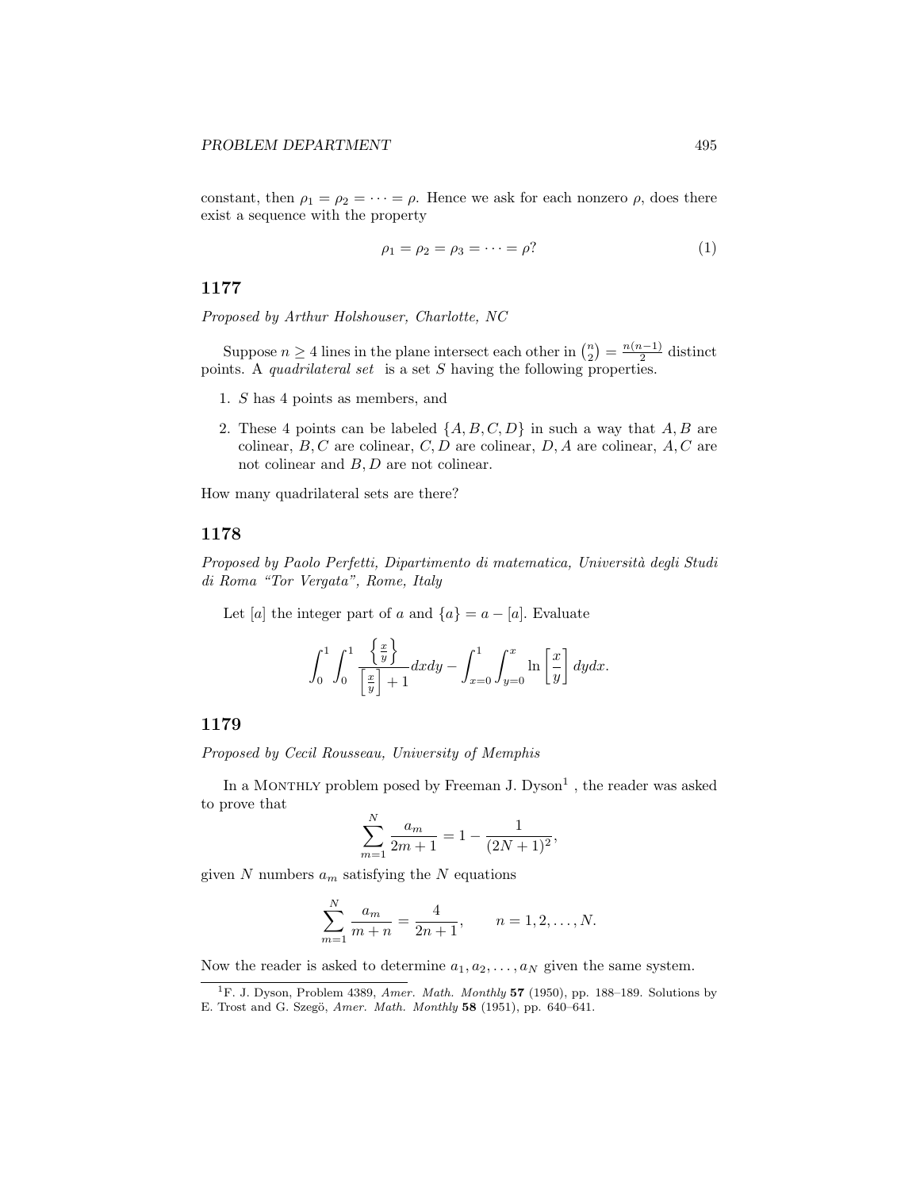constant, then $\rho_1 = \rho_2 = \cdots = \rho$. Hence we ask for each nonzero $\rho$, does there exist a sequence with the property

$$\rho_1 = \rho_2 = \rho_3 = \cdots = \rho? \tag{1}$$

## 1177

*Proposed by Arthur Holshouser, Charlotte, NC*

Suppose $n \geq 4$ lines in the plane intersect each other in $\binom{n}{2} = \frac{n(n-1)}{2}$ distinct points. A *quadrilateral set* is a set $S$ having the following properties.

1. $S$ has 4 points as members, and
2. These 4 points can be labeled $\{A, B, C, D\}$ in such a way that $A, B$ are colinear, $B, C$ are colinear, $C, D$ are colinear, $D, A$ are colinear, $A, C$ are not colinear and $B, D$ are not colinear.

How many quadrilateral sets are there?

## 1178

*Proposed by Paolo Perfetti, Dipartimento di matematica, Università degli Studi di Roma "Tor Vergata", Rome, Italy*

Let $[a]$ the integer part of $a$ and $\{a\} = a - [a]$. Evaluate

$$\int_0^1 \int_0^1 \frac{\left\{\frac{x}{y}\right\}}{\left[\frac{x}{y}\right] + 1} dx dy - \int_{x=0}^1 \int_{y=0}^x \ln\left[\frac{x}{y}\right] dy dx.$$

## 1179

*Proposed by Cecil Rousseau, University of Memphis*

In a MONTHLY problem posed by Freeman J. Dyson[1], the reader was asked to prove that

$$\sum_{m=1}^{N} \frac{a_m}{2m+1} = 1 - \frac{1}{(2N+1)^2},$$

given $N$ numbers $a_m$ satisfying the $N$ equations

$$\sum_{m=1}^{N} \frac{a_m}{m+n} = \frac{4}{2n+1}, \qquad n = 1, 2, \ldots, N.$$

Now the reader is asked to determine $a_1, a_2, \ldots, a_N$ given the same system.

[1] F. J. Dyson, Problem 4389, *Amer. Math. Monthly* **57** (1950), pp. 188–189. Solutions by E. Trost and G. Szegö, *Amer. Math. Monthly* **58** (1951), pp. 640–641.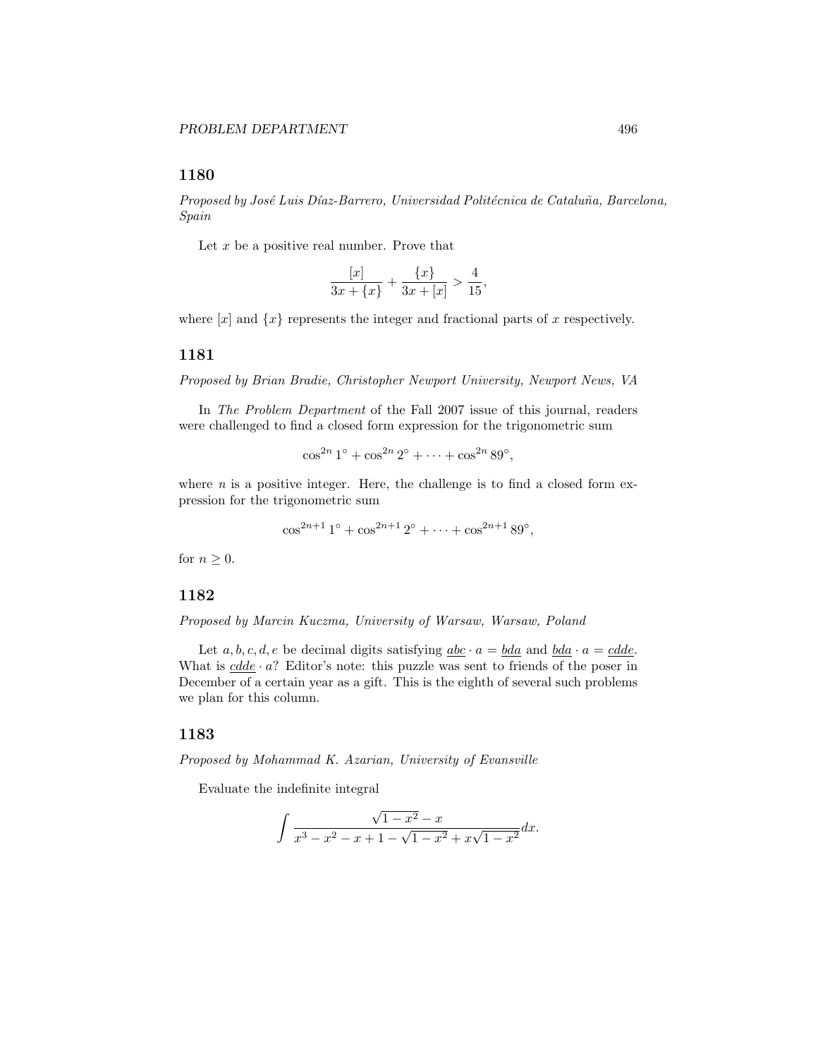## 1180

*Proposed by José Luis Díaz-Barrero, Universidad Politécnica de Cataluña, Barcelona, Spain*

Let $x$ be a positive real number. Prove that

$$\frac{[x]}{3x + \{x\}} + \frac{\{x\}}{3x + [x]} > \frac{4}{15},$$

where $[x]$ and $\{x\}$ represents the integer and fractional parts of $x$ respectively.

## 1181

*Proposed by Brian Bradie, Christopher Newport University, Newport News, VA*

In *The Problem Department* of the Fall 2007 issue of this journal, readers were challenged to find a closed form expression for the trigonometric sum

$$\cos^{2n} 1^\circ + \cos^{2n} 2^\circ + \cdots + \cos^{2n} 89^\circ,$$

where $n$ is a positive integer. Here, the challenge is to find a closed form expression for the trigonometric sum

$$\cos^{2n+1} 1^\circ + \cos^{2n+1} 2^\circ + \cdots + \cos^{2n+1} 89^\circ,$$

for $n \geq 0$.

## 1182

*Proposed by Marcin Kuczma, University of Warsaw, Warsaw, Poland*

Let $a, b, c, d, e$ be decimal digits satisfying $\underline{abc} \cdot a = \underline{bda}$ and $\underline{bda} \cdot a = \underline{cdde}$. What is $\underline{cdde} \cdot a$? Editor's note: this puzzle was sent to friends of the poser in December of a certain year as a gift. This is the eighth of several such problems we plan for this column.

## 1183

*Proposed by Mohammad K. Azarian, University of Evansville*

Evaluate the indefinite integral

$$\int \frac{\sqrt{1-x^2} - x}{x^3 - x^2 - x + 1 - \sqrt{1-x^2} + x\sqrt{1-x^2}} dx.$$